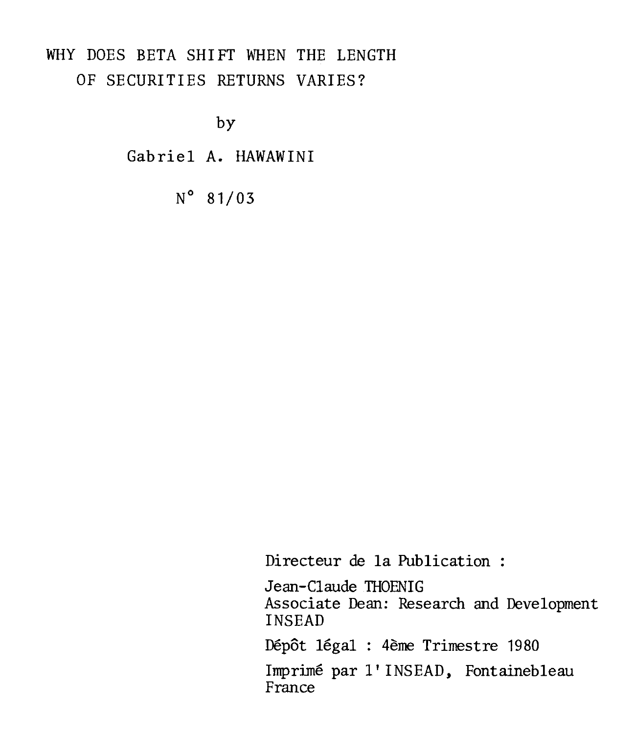# WHY DOES BETA SHIFT WHEN THE LENGTH OF SECURITIES RETURNS VARIES?

by

Gabriel A. HAWAWINI

N° 81/03

Directeur de la Publication :

Jean-Claude THOENIG
Associate Dean: Research and Development
INSEAD

Dépôt légal : 4ème Trimestre 1980

Imprimé par l'INSEAD, Fontainebleau
France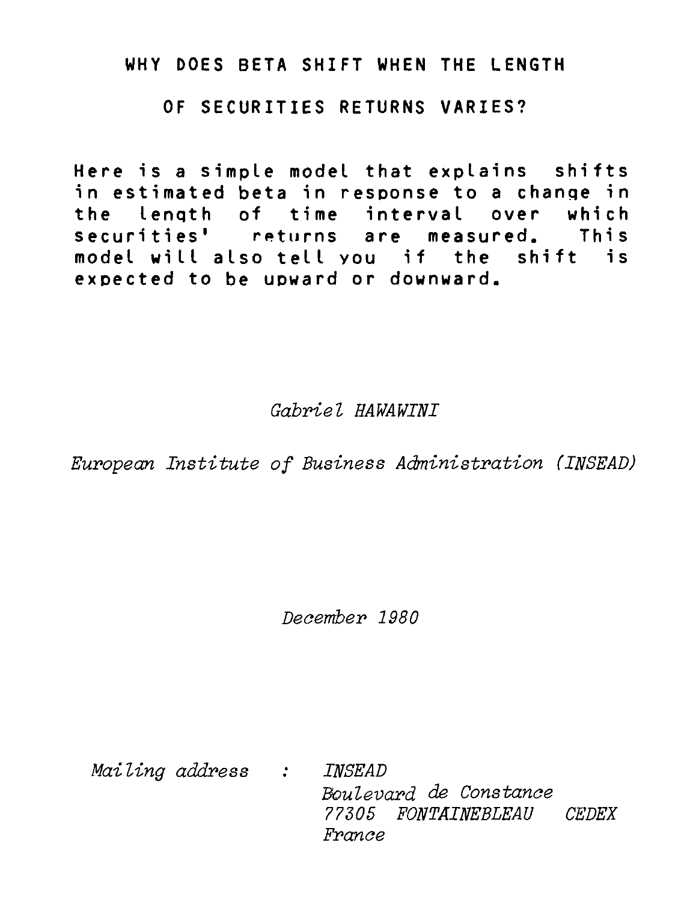# WHY DOES BETA SHIFT WHEN THE LENGTH OF SECURITIES RETURNS VARIES?

Here is a simple model that explains shifts in estimated beta in response to a change in the length of time interval over which securities' returns are measured. This model will also tell you if the shift is expected to be upward or downward.

*Gabriel HAWAWINI*

*European Institute of Business Administration (INSEAD)*

*December 1980*

*Mailing address* : *INSEAD*
*Boulevard de Constance*
*77305 FONTAINEBLEAU CEDEX*
*France*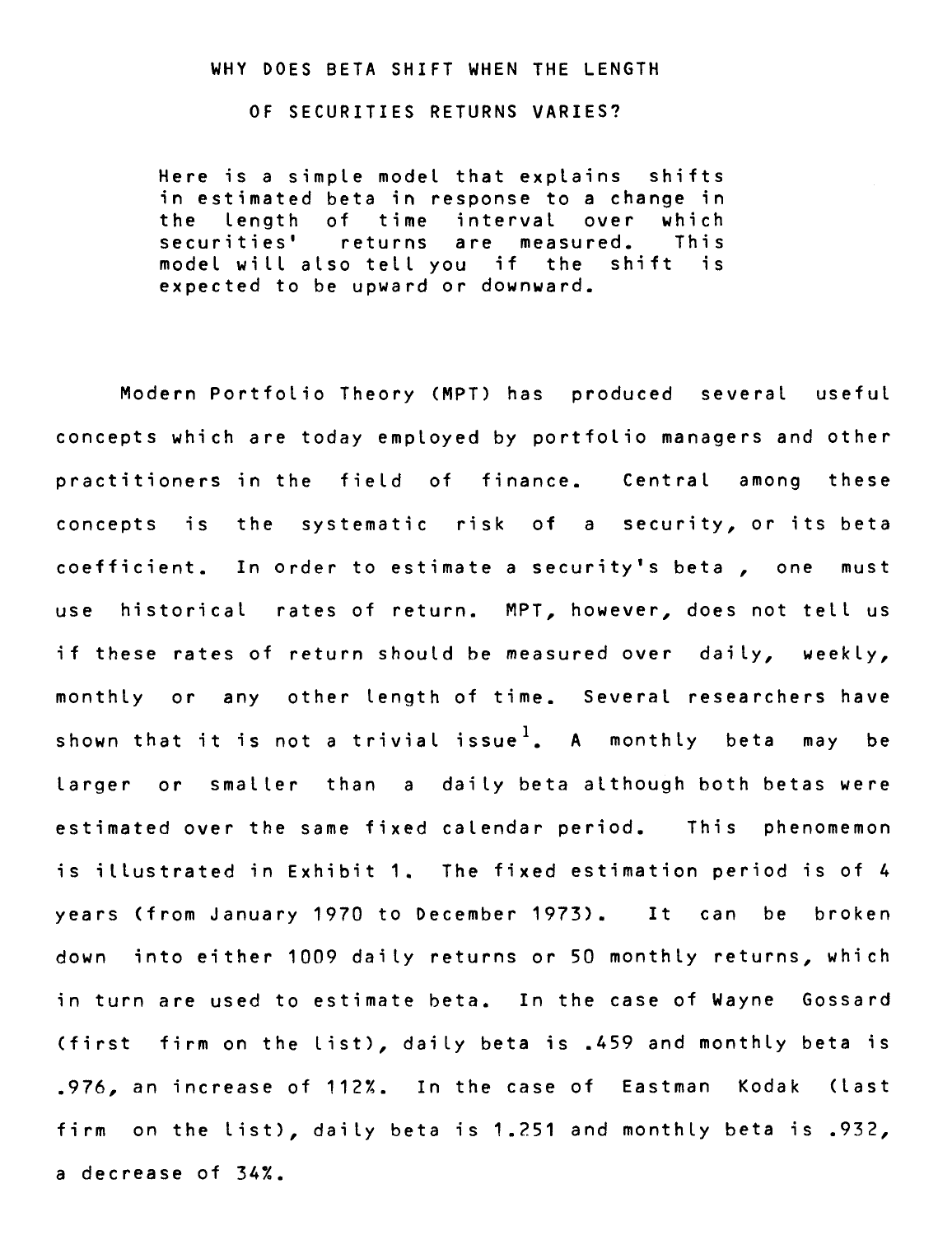# WHY DOES BETA SHIFT WHEN THE LENGTH OF SECURITIES RETURNS VARIES?

Here is a simple model that explains shifts in estimated beta in response to a change in the length of time interval over which securities' returns are measured. This model will also tell you if the shift is expected to be upward or downward.

Modern Portfolio Theory (MPT) has produced several useful concepts which are today employed by portfolio managers and other practitioners in the field of finance. Central among these concepts is the systematic risk of a security, or its beta coefficient. In order to estimate a security's beta, one must use historical rates of return. MPT, however, does not tell us if these rates of return should be measured over daily, weekly, monthly or any other length of time. Several researchers have shown that it is not a trivial issue[1]. A monthly beta may be larger or smaller than a daily beta although both betas were estimated over the same fixed calendar period. This phenomemon is illustrated in Exhibit 1. The fixed estimation period is of 4 years (from January 1970 to December 1973). It can be broken down into either 1009 daily returns or 50 monthly returns, which in turn are used to estimate beta. In the case of Wayne Gossard (first firm on the list), daily beta is .459 and monthly beta is .976, an increase of 112%. In the case of Eastman Kodak (last firm on the list), daily beta is 1.251 and monthly beta is .932, a decrease of 34%.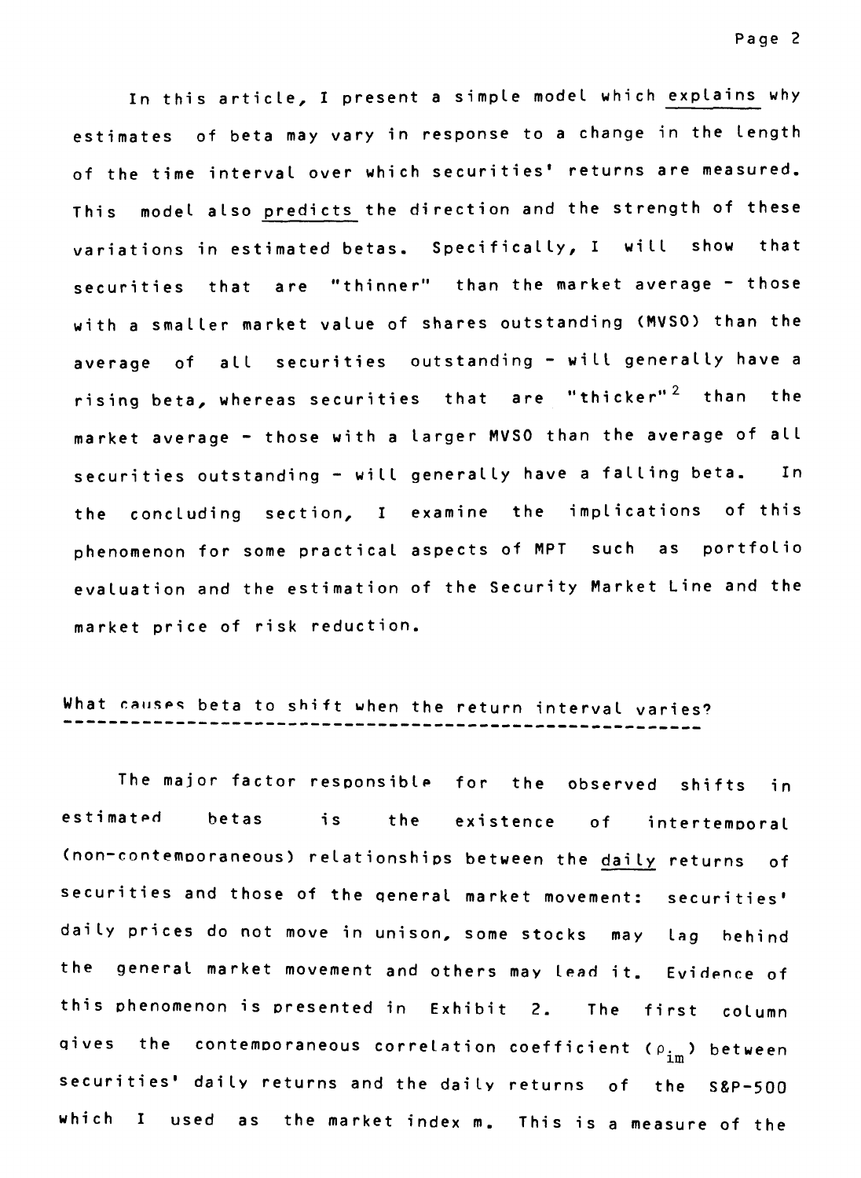In this article, I present a simple model which <u>explains</u> why estimates of beta may vary in response to a change in the length of the time interval over which securities' returns are measured. This model also <u>predicts</u> the direction and the strength of these variations in estimated betas. Specifically, I will show that securities that are "thinner" than the market average - those with a smaller market value of shares outstanding (MVSO) than the average of all securities outstanding - will generally have a rising beta, whereas securities that are "thicker"[2] than the market average - those with a larger MVSO than the average of all securities outstanding - will generally have a falling beta. In the concluding section, I examine the implications of this phenomenon for some practical aspects of MPT such as portfolio evaluation and the estimation of the Security Market Line and the market price of risk reduction.

## What causes beta to shift when the return interval varies?

The major factor responsible for the observed shifts in estimated betas is the existence of intertemporal (non-contemporaneous) relationships between the <u>daily</u> returns of securities and those of the general market movement: securities' daily prices do not move in unison, some stocks may lag behind the general market movement and others may lead it. Evidence of this phenomenon is presented in Exhibit 2. The first column gives the contemporaneous correlation coefficient ($\rho_{im}$) between securities' daily returns and the daily returns of the S&P-500 which I used as the market index m. This is a measure of the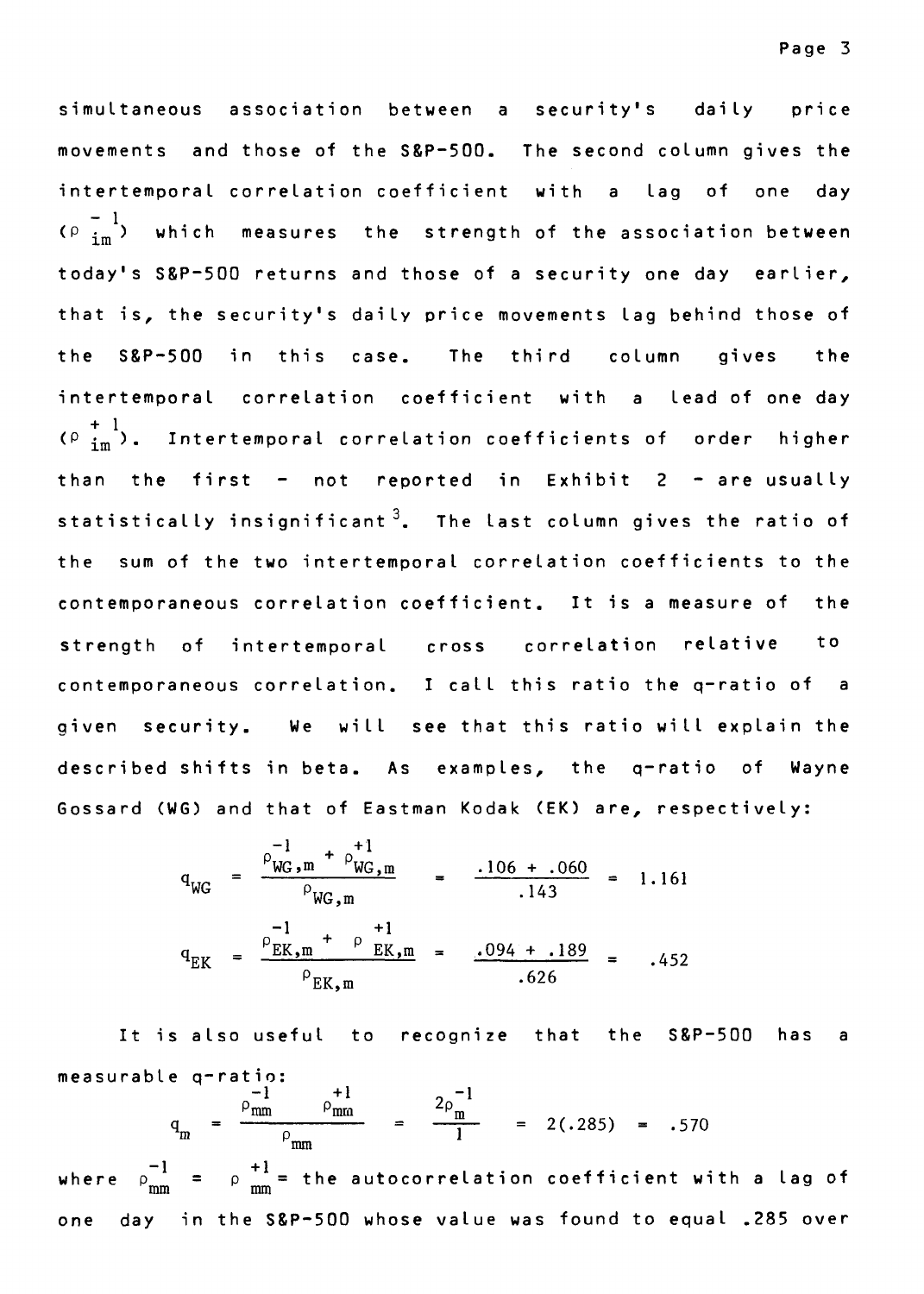simultaneous association between a security's daily price movements and those of the S&P-500. The second column gives the intertemporal correlation coefficient with a lag of one day ($\rho_{im}^{-1}$) which measures the strength of the association between today's S&P-500 returns and those of a security one day earlier, that is, the security's daily price movements lag behind those of the S&P-500 in this case. The third column gives the intertemporal correlation coefficient with a lead of one day ($\rho_{im}^{+1}$). Intertemporal correlation coefficients of order higher than the first - not reported in Exhibit 2 - are usually statistically insignificant[3]. The last column gives the ratio of the sum of the two intertemporal correlation coefficients to the contemporaneous correlation coefficient. It is a measure of the strength of intertemporal cross correlation relative to contemporaneous correlation. I call this ratio the q-ratio of a given security. We will see that this ratio will explain the described shifts in beta. As examples, the q-ratio of Wayne Gossard (WG) and that of Eastman Kodak (EK) are, respectively:

$$q_{WG} = \frac{\rho_{WG,m}^{-1} + \rho_{WG,m}^{+1}}{\rho_{WG,m}} = \frac{.106 + .060}{.143} = 1.161$$

$$q_{EK} = \frac{\rho_{EK,m}^{-1} + \rho_{EK,m}^{+1}}{\rho_{EK,m}} = \frac{.094 + .189}{.626} = .452$$

It is also useful to recognize that the S&P-500 has a measurable q-ratio:

$$q_m = \frac{\rho_{mm}^{-1} \quad \rho_{mm}^{+1}}{\rho_{mm}} = \frac{2\rho_m^{-1}}{1} = 2(.285) = .570$$

where $\rho_{mm}^{-1} = \rho_{mm}^{+1}$ = the autocorrelation coefficient with a lag of one day in the S&P-500 whose value was found to equal .285 over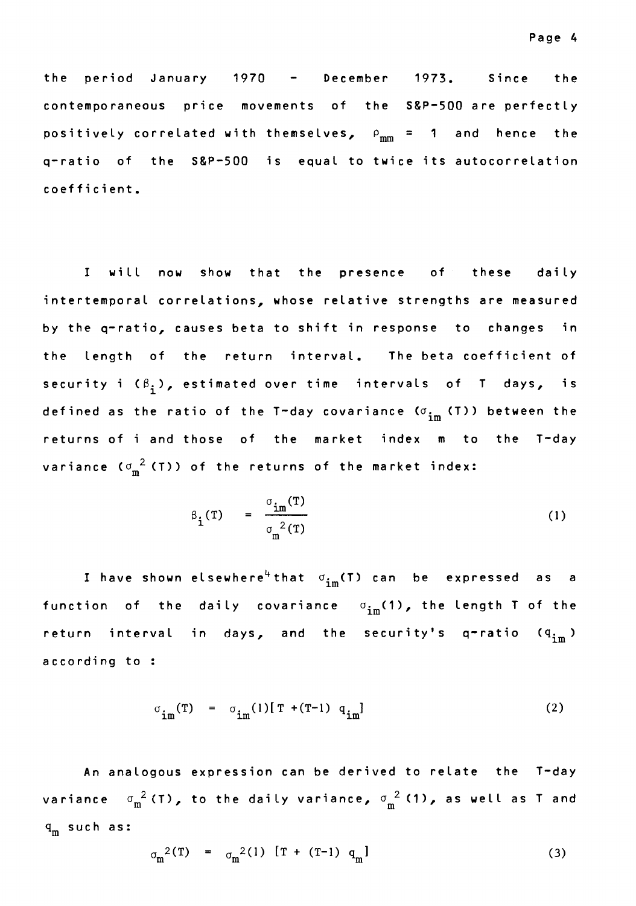the period January 1970 - December 1973. Since the contemporaneous price movements of the S&P-500 are perfectly positively correlated with themselves, $\rho_{mm} = 1$ and hence the q-ratio of the S&P-500 is equal to twice its autocorrelation coefficient.

I will now show that the presence of these daily intertemporal correlations, whose relative strengths are measured by the q-ratio, causes beta to shift in response to changes in the length of the return interval. The beta coefficient of security i ($\beta_i$), estimated over time intervals of T days, is defined as the ratio of the T-day covariance ($\sigma_{im}(T)$) between the returns of i and those of the market index m to the T-day variance ($\sigma_m^2(T)$) of the returns of the market index:

$$\beta_i(T) = \frac{\sigma_{im}(T)}{\sigma_m^2(T)} \tag{1}$$

I have shown elsewhere[4] that $\sigma_{im}(T)$ can be expressed as a function of the daily covariance $\sigma_{im}(1)$, the length T of the return interval in days, and the security's q-ratio ($q_{im}$) according to :

$$\sigma_{im}(T) = \sigma_{im}(1)[T + (T-1)\, q_{im}] \tag{2}$$

An analogous expression can be derived to relate the T-day variance $\sigma_m^2(T)$, to the daily variance, $\sigma_m^2(1)$, as well as T and $q_m$ such as:

$$\sigma_m^2(T) = \sigma_m^2(1)\ [T + (T-1)\, q_m] \tag{3}$$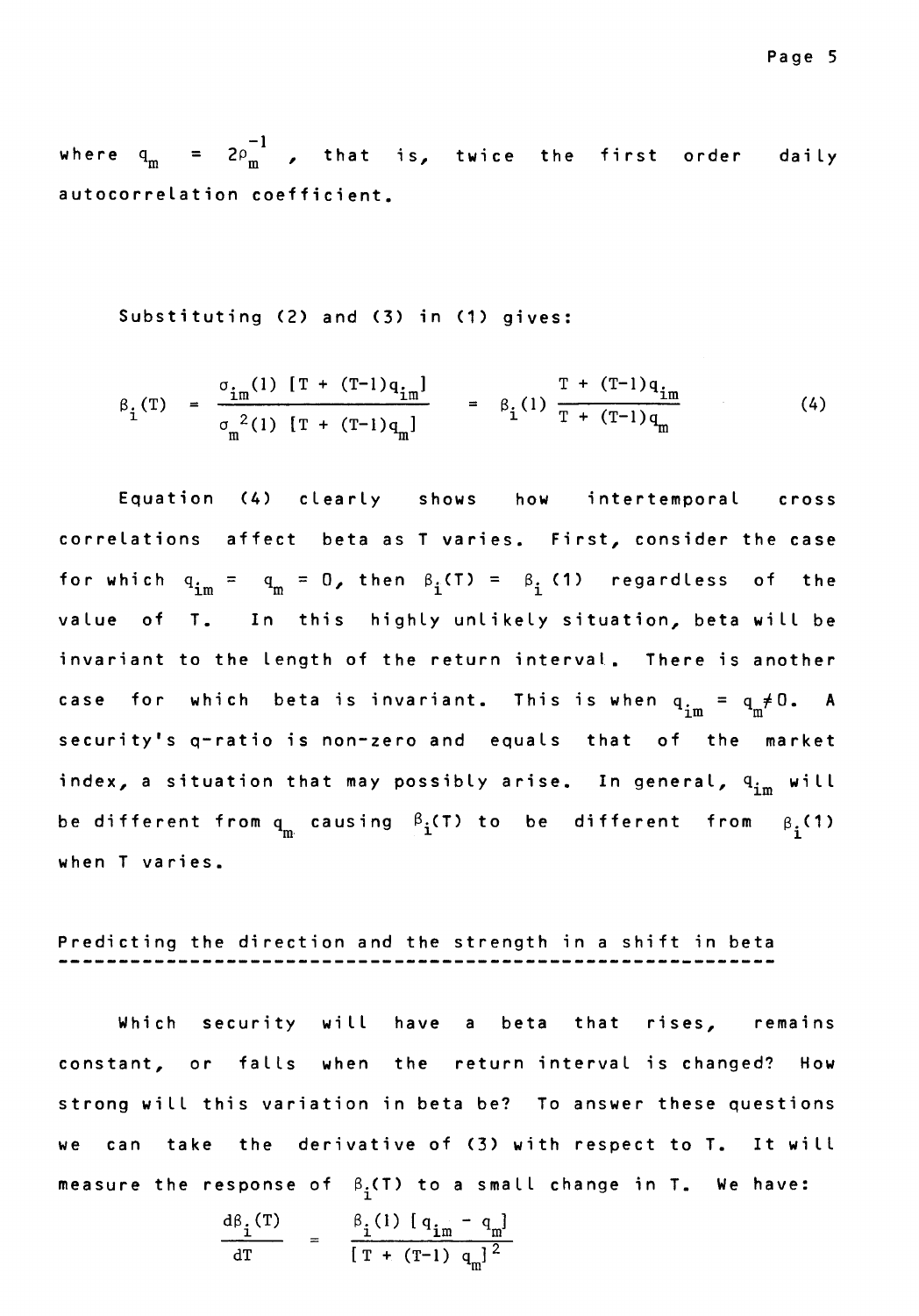where $q_m = 2\rho_m^{-1}$, that is, twice the first order daily autocorrelation coefficient.

Substituting (2) and (3) in (1) gives:

$$\beta_i(T) = \frac{\sigma_{im}(1)\ [T + (T-1)q_{im}]}{\sigma_m^2(1)\ [T + (T-1)q_m]} = \beta_i(1)\ \frac{T + (T-1)q_{im}}{T + (T-1)q_m} \tag{4}$$

Equation (4) clearly shows how intertemporal cross correlations affect beta as T varies. First, consider the case for which $q_{im} = q_m = 0$, then $\beta_i(T) = \beta_i(1)$ regardless of the value of T. In this highly unlikely situation, beta will be invariant to the length of the return interval. There is another case for which beta is invariant. This is when $q_{im} = q_m \neq 0$. A security's q-ratio is non-zero and equals that of the market index, a situation that may possibly arise. In general, $q_{im}$ will be different from $q_m$ causing $\beta_i(T)$ to be different from $\beta_i(1)$ when T varies.

## Predicting the direction and the strength in a shift in beta

Which security will have a beta that rises, remains constant, or falls when the return interval is changed? How strong will this variation in beta be? To answer these questions we can take the derivative of (3) with respect to T. It will measure the response of $\beta_i(T)$ to a small change in T. We have:

$$\frac{d\beta_i(T)}{dT} = \frac{\beta_i(1)\ [q_{im} - q_m]}{[T + (T-1)\ q_m]^2}$$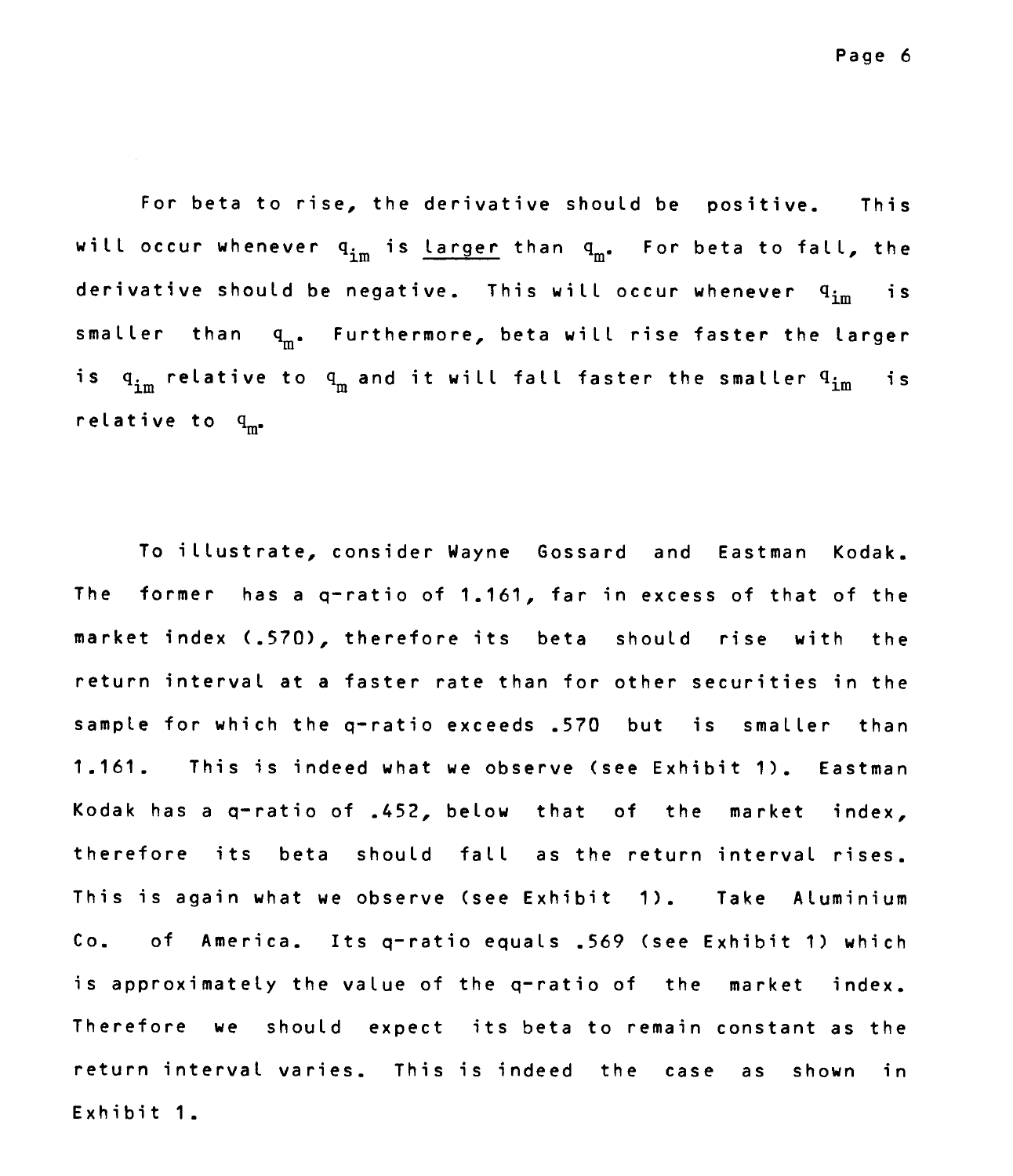For beta to rise, the derivative should be positive. This will occur whenever $q_{im}$ is <u>larger</u> than $q_m$. For beta to fall, the derivative should be negative. This will occur whenever $q_{im}$ is smaller than $q_m$. Furthermore, beta will rise faster the larger is $q_{im}$ relative to $q_m$ and it will fall faster the smaller $q_{im}$ is relative to $q_m$.

To illustrate, consider Wayne Gossard and Eastman Kodak. The former has a q-ratio of 1.161, far in excess of that of the market index (.570), therefore its beta should rise with the return interval at a faster rate than for other securities in the sample for which the q-ratio exceeds .570 but is smaller than 1.161. This is indeed what we observe (see Exhibit 1). Eastman Kodak has a q-ratio of .452, below that of the market index, therefore its beta should fall as the return interval rises. This is again what we observe (see Exhibit 1). Take Aluminium Co. of America. Its q-ratio equals .569 (see Exhibit 1) which is approximately the value of the q-ratio of the market index. Therefore we should expect its beta to remain constant as the return interval varies. This is indeed the case as shown in Exhibit 1.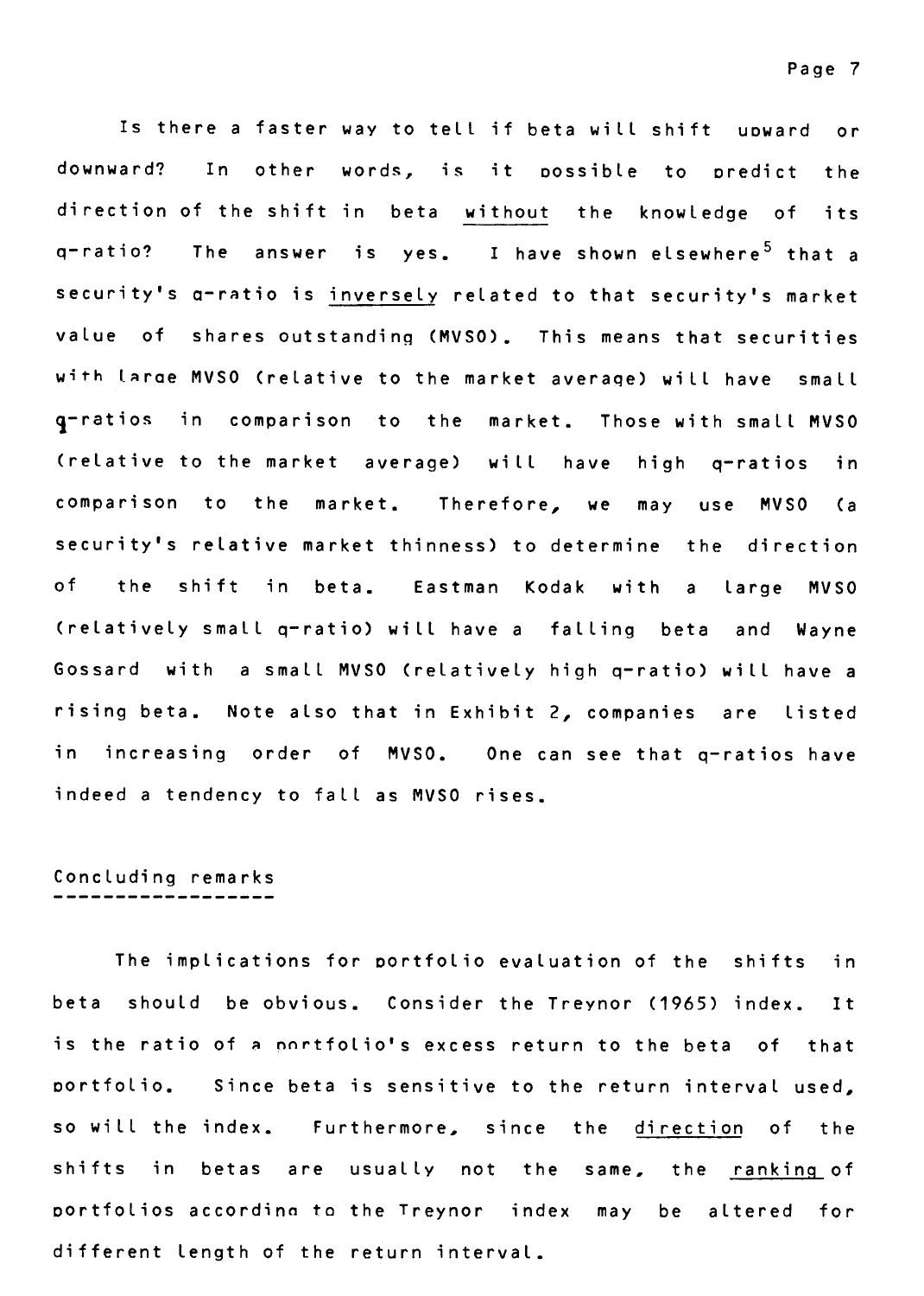Is there a faster way to tell if beta will shift upward or downward? In other words, is it possible to predict the direction of the shift in beta <u>without</u> the knowledge of its q-ratio? The answer is yes. I have shown elsewhere[5] that a security's q-ratio is <u>inversely</u> related to that security's market value of shares outstanding (MVSO). This means that securities with large MVSO (relative to the market average) will have small q-ratios in comparison to the market. Those with small MVSO (relative to the market average) will have high q-ratios in comparison to the market. Therefore, we may use MVSO (a security's relative market thinness) to determine the direction of the shift in beta. Eastman Kodak with a large MVSO (relatively small q-ratio) will have a falling beta and Wayne Gossard with a small MVSO (relatively high q-ratio) will have a rising beta. Note also that in Exhibit 2, companies are listed in increasing order of MVSO. One can see that q-ratios have indeed a tendency to fall as MVSO rises.

## Concluding remarks

The implications for portfolio evaluation of the shifts in beta should be obvious. Consider the Treynor (1965) index. It is the ratio of a portfolio's excess return to the beta of that portfolio. Since beta is sensitive to the return interval used, so will the index. Furthermore, since the <u>direction</u> of the shifts in betas are usually not the same, the <u>ranking</u> of portfolios according to the Treynor index may be altered for different length of the return interval.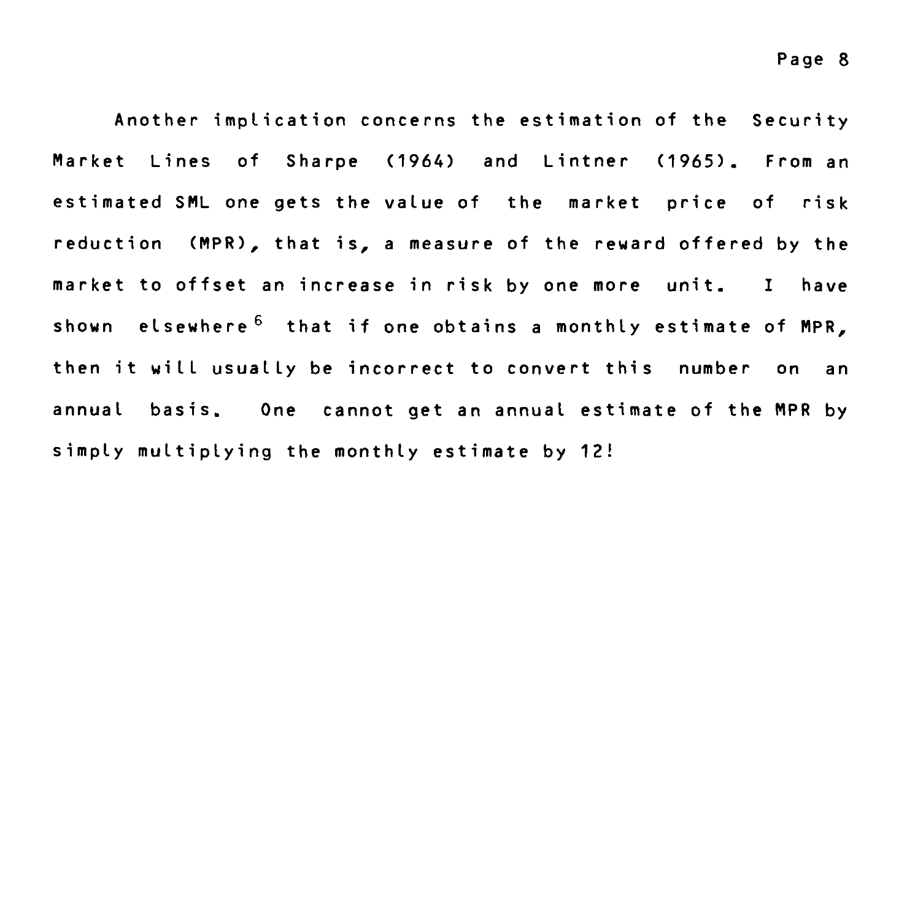Another implication concerns the estimation of the Security Market Lines of Sharpe (1964) and Lintner (1965). From an estimated SML one gets the value of the market price of risk reduction (MPR), that is, a measure of the reward offered by the market to offset an increase in risk by one more unit. I have shown elsewhere[6] that if one obtains a monthly estimate of MPR, then it will usually be incorrect to convert this number on an annual basis. One cannot get an annual estimate of the MPR by simply multiplying the monthly estimate by 12!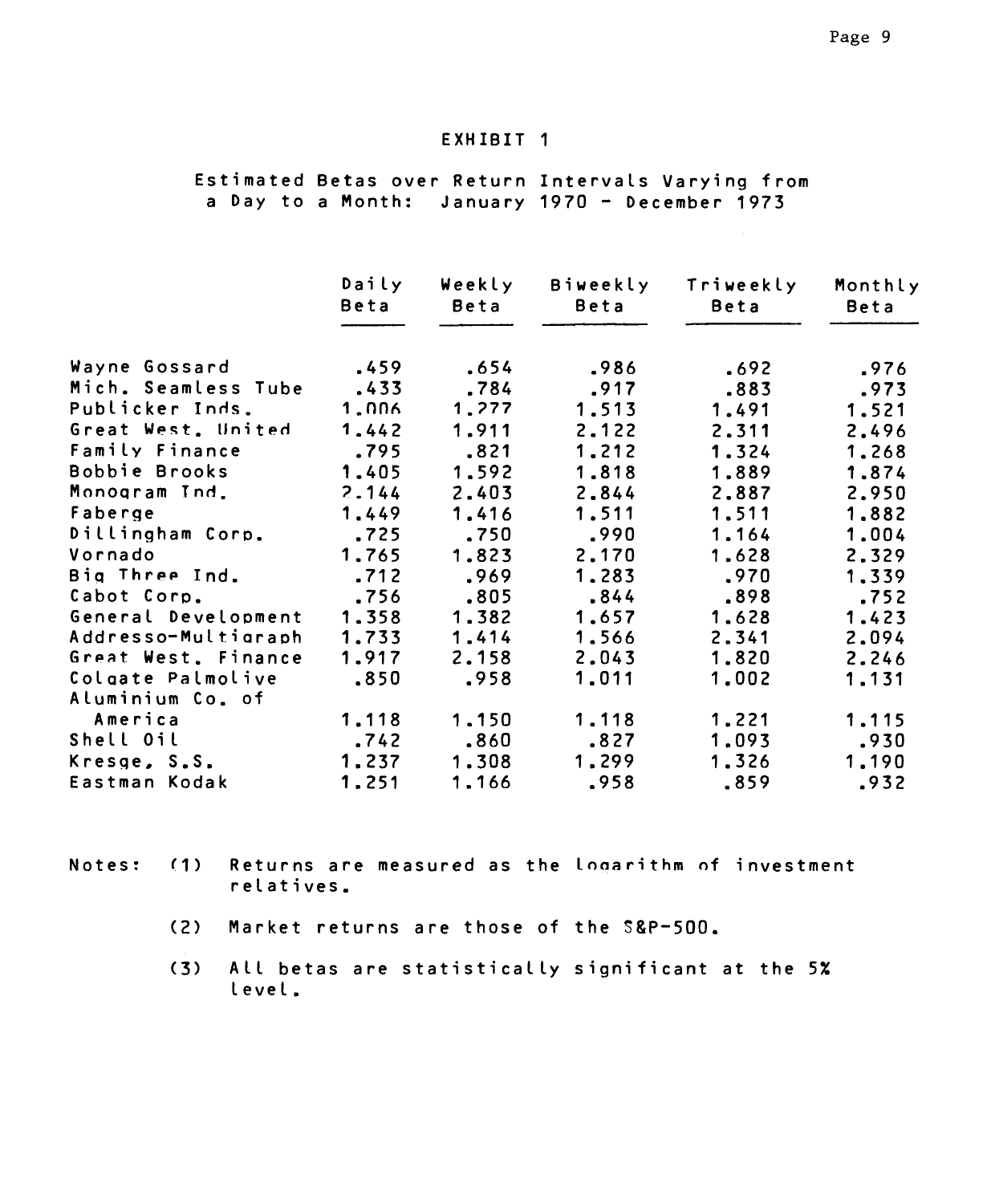## EXHIBIT 1

Estimated Betas over Return Intervals Varying from a Day to a Month: January 1970 - December 1973

| | Daily Beta | Weekly Beta | Biweekly Beta | Triweekly Beta | Monthly Beta |
|---|---|---|---|---|---|
| Wayne Gossard | .459 | .654 | .986 | .692 | .976 |
| Mich. Seamless Tube | .433 | .784 | .917 | .883 | .973 |
| Publicker Inds. | 1.006 | 1.277 | 1.513 | 1.491 | 1.521 |
| Great West. United | 1.442 | 1.911 | 2.122 | 2.311 | 2.496 |
| Family Finance | .795 | .821 | 1.212 | 1.324 | 1.268 |
| Bobbie Brooks | 1.405 | 1.592 | 1.818 | 1.889 | 1.874 |
| Monogram Ind. | 2.144 | 2.403 | 2.844 | 2.887 | 2.950 |
| Faberge | 1.449 | 1.416 | 1.511 | 1.511 | 1.882 |
| Dillingham Corp. | .725 | .750 | .990 | 1.164 | 1.004 |
| Vornado | 1.765 | 1.823 | 2.170 | 1.628 | 2.329 |
| Big Three Ind. | .712 | .969 | 1.283 | .970 | 1.339 |
| Cabot Corp. | .756 | .805 | .844 | .898 | .752 |
| General Development | 1.358 | 1.382 | 1.657 | 1.628 | 1.423 |
| Addresso-Multigraph | 1.733 | 1.414 | 1.566 | 2.341 | 2.094 |
| Great West. Finance | 1.917 | 2.158 | 2.043 | 1.820 | 2.246 |
| Colgate Palmolive | .850 | .958 | 1.011 | 1.002 | 1.131 |
| Aluminium Co. of America | 1.118 | 1.150 | 1.118 | 1.221 | 1.115 |
| Shell Oil | .742 | .860 | .827 | 1.093 | .930 |
| Kresge, S.S. | 1.237 | 1.308 | 1.299 | 1.326 | 1.190 |
| Eastman Kodak | 1.251 | 1.166 | .958 | .859 | .932 |

Notes:

(1) Returns are measured as the logarithm of investment relatives.

(2) Market returns are those of the S&P-500.

(3) All betas are statistically significant at the 5% level.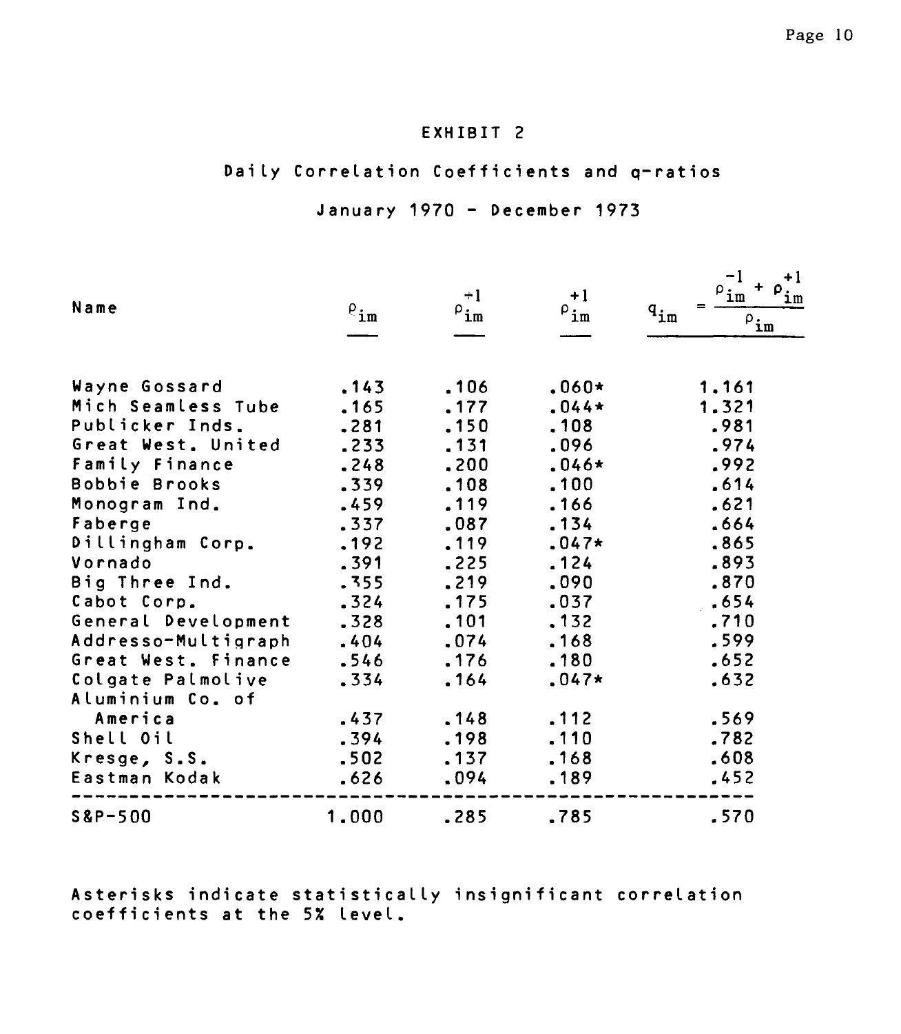# EXHIBIT 2

## Daily Correlation Coefficients and q-ratios

### January 1970 - December 1973

| Name | $\rho_{im}$ | $\rho_{im}^{-1}$ | $\rho_{im}^{+1}$ | $q_{im} = \frac{\rho_{im}^{-1} + \rho_{im}^{+1}}{\rho_{im}}$ |
|---|---|---|---|---|
| Wayne Gossard | .143 | .106 | .060* | 1.161 |
| Mich Seamless Tube | .165 | .177 | .044* | 1.321 |
| Publicker Inds. | .281 | .150 | .108 | .981 |
| Great West. United | .233 | .131 | .096 | .974 |
| Family Finance | .248 | .200 | .046* | .992 |
| Bobbie Brooks | .339 | .108 | .100 | .614 |
| Monogram Ind. | .459 | .119 | .166 | .621 |
| Faberge | .337 | .087 | .134 | .664 |
| Dillingham Corp. | .192 | .119 | .047* | .865 |
| Vornado | .391 | .225 | .124 | .893 |
| Big Three Ind. | .355 | .219 | .090 | .870 |
| Cabot Corp. | .324 | .175 | .037 | .654 |
| General Development | .328 | .101 | .132 | .710 |
| Addresso-Multigraph | .404 | .074 | .168 | .599 |
| Great West. Finance | .546 | .176 | .180 | .652 |
| Colgate Palmolive | .334 | .164 | .047* | .632 |
| Aluminium Co. of America | .437 | .148 | .112 | .569 |
| Shell Oil | .394 | .198 | .110 | .782 |
| Kresge, S.S. | .502 | .137 | .168 | .608 |
| Eastman Kodak | .626 | .094 | .189 | .452 |
| S&P-500 | 1.000 | .285 | .785 | .570 |

Asterisks indicate statistically insignificant correlation coefficients at the 5% level.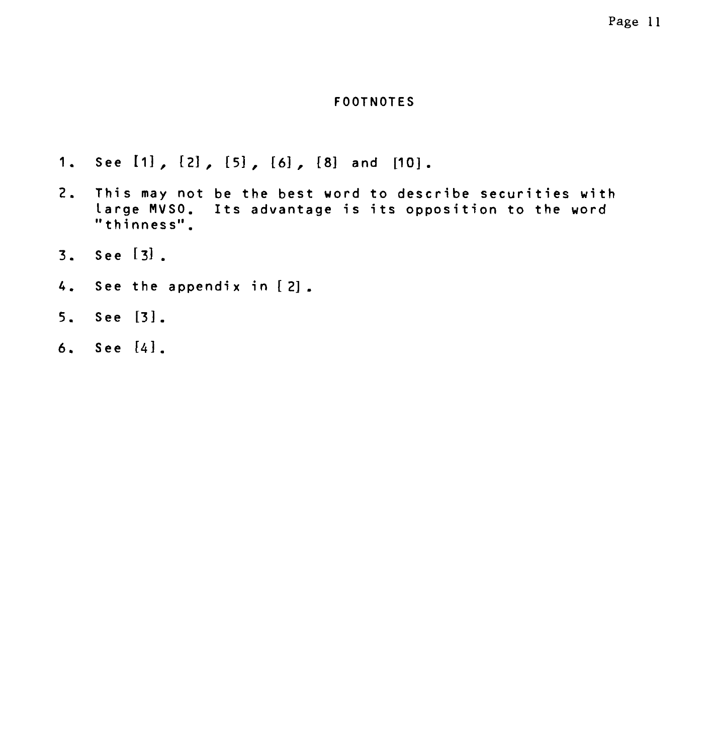## FOOTNOTES

1. See [1], [2], [5], [6], [8] and [10].
2. This may not be the best word to describe securities with large MVSO. Its advantage is its opposition to the word "thinness".
3. See [3].
4. See the appendix in [2].
5. See [3].
6. See [4].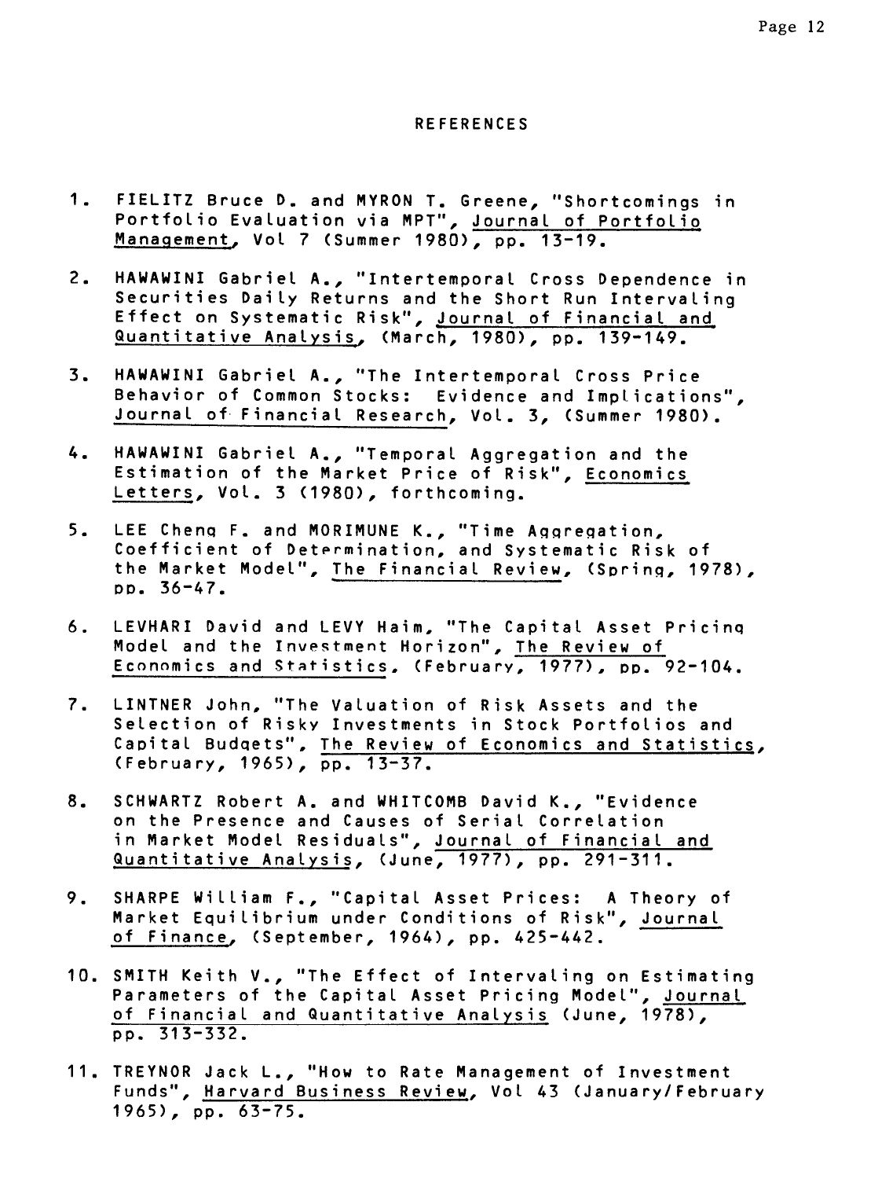## REFERENCES

1. FIELITZ Bruce D. and MYRON T. Greene, "Shortcomings in Portfolio Evaluation via MPT", Journal of Portfolio Management, Vol 7 (Summer 1980), pp. 13-19.

2. HAWAWINI Gabriel A., "Intertemporal Cross Dependence in Securities Daily Returns and the Short Run Intervaling Effect on Systematic Risk", Journal of Financial and Quantitative Analysis, (March, 1980), pp. 139-149.

3. HAWAWINI Gabriel A., "The Intertemporal Cross Price Behavior of Common Stocks: Evidence and Implications", Journal of Financial Research, Vol. 3, (Summer 1980).

4. HAWAWINI Gabriel A., "Temporal Aggregation and the Estimation of the Market Price of Risk", Economics Letters, Vol. 3 (1980), forthcoming.

5. LEE Cheng F. and MORIMUNE K., "Time Aggregation, Coefficient of Determination, and Systematic Risk of the Market Model", The Financial Review, (Spring, 1978), pp. 36-47.

6. LEVHARI David and LEVY Haim, "The Capital Asset Pricing Model and the Investment Horizon", The Review of Economics and Statistics, (February, 1977), pp. 92-104.

7. LINTNER John, "The Valuation of Risk Assets and the Selection of Risky Investments in Stock Portfolios and Capital Budgets", The Review of Economics and Statistics, (February, 1965), pp. 13-37.

8. SCHWARTZ Robert A. and WHITCOMB David K., "Evidence on the Presence and Causes of Serial Correlation in Market Model Residuals", Journal of Financial and Quantitative Analysis, (June, 1977), pp. 291-311.

9. SHARPE William F., "Capital Asset Prices: A Theory of Market Equilibrium under Conditions of Risk", Journal of Finance, (September, 1964), pp. 425-442.

10. SMITH Keith V., "The Effect of Intervaling on Estimating Parameters of the Capital Asset Pricing Model", Journal of Financial and Quantitative Analysis (June, 1978), pp. 313-332.

11. TREYNOR Jack L., "How to Rate Management of Investment Funds", Harvard Business Review, Vol 43 (January/February 1965), pp. 63-75.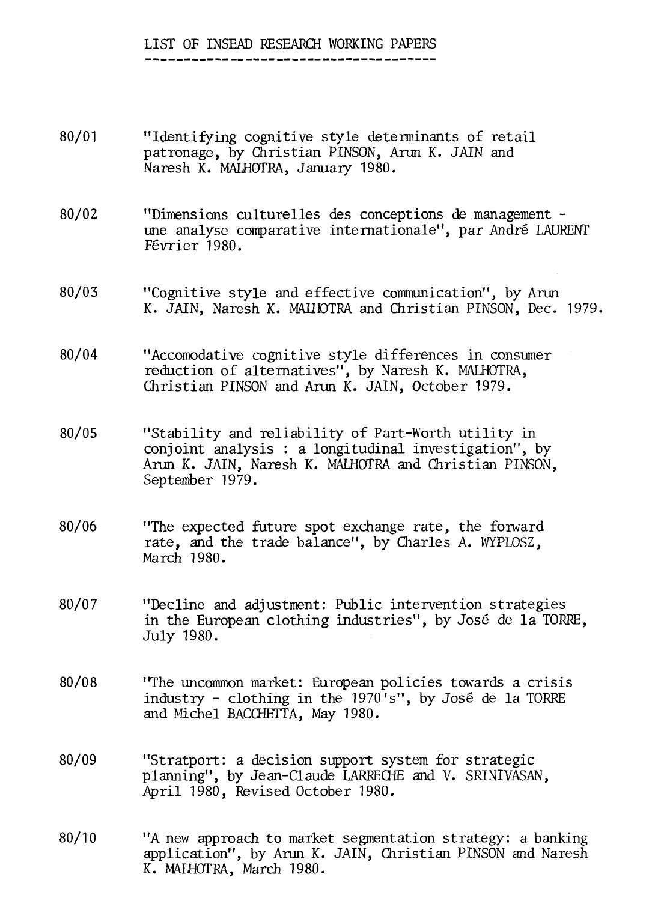# LIST OF INSEAD RESEARCH WORKING PAPERS

80/01 "Identifying cognitive style determinants of retail patronage, by Christian PINSON, Arun K. JAIN and Naresh K. MALHOTRA, January 1980.

80/02 "Dimensions culturelles des conceptions de management - une analyse comparative internationale", par André LAURENT Février 1980.

80/03 "Cognitive style and effective communication", by Arun K. JAIN, Naresh K. MALHOTRA and Christian PINSON, Dec. 1979.

80/04 "Accomodative cognitive style differences in consumer reduction of alternatives", by Naresh K. MALHOTRA, Christian PINSON and Arun K. JAIN, October 1979.

80/05 "Stability and reliability of Part-Worth utility in conjoint analysis : a longitudinal investigation", by Arun K. JAIN, Naresh K. MALHOTRA and Christian PINSON, September 1979.

80/06 "The expected future spot exchange rate, the forward rate, and the trade balance", by Charles A. WYPLOSZ, March 1980.

80/07 "Decline and adjustment: Public intervention strategies in the European clothing industries", by José de la TORRE, July 1980.

80/08 "The uncommon market: European policies towards a crisis industry - clothing in the 1970's", by José de la TORRE and Michel BACCHETTA, May 1980.

80/09 "Stratport: a decision support system for strategic planning", by Jean-Claude LARRECHE and V. SRINIVASAN, April 1980, Revised October 1980.

80/10 "A new approach to market segmentation strategy: a banking application", by Arun K. JAIN, Christian PINSON and Naresh K. MALHOTRA, March 1980.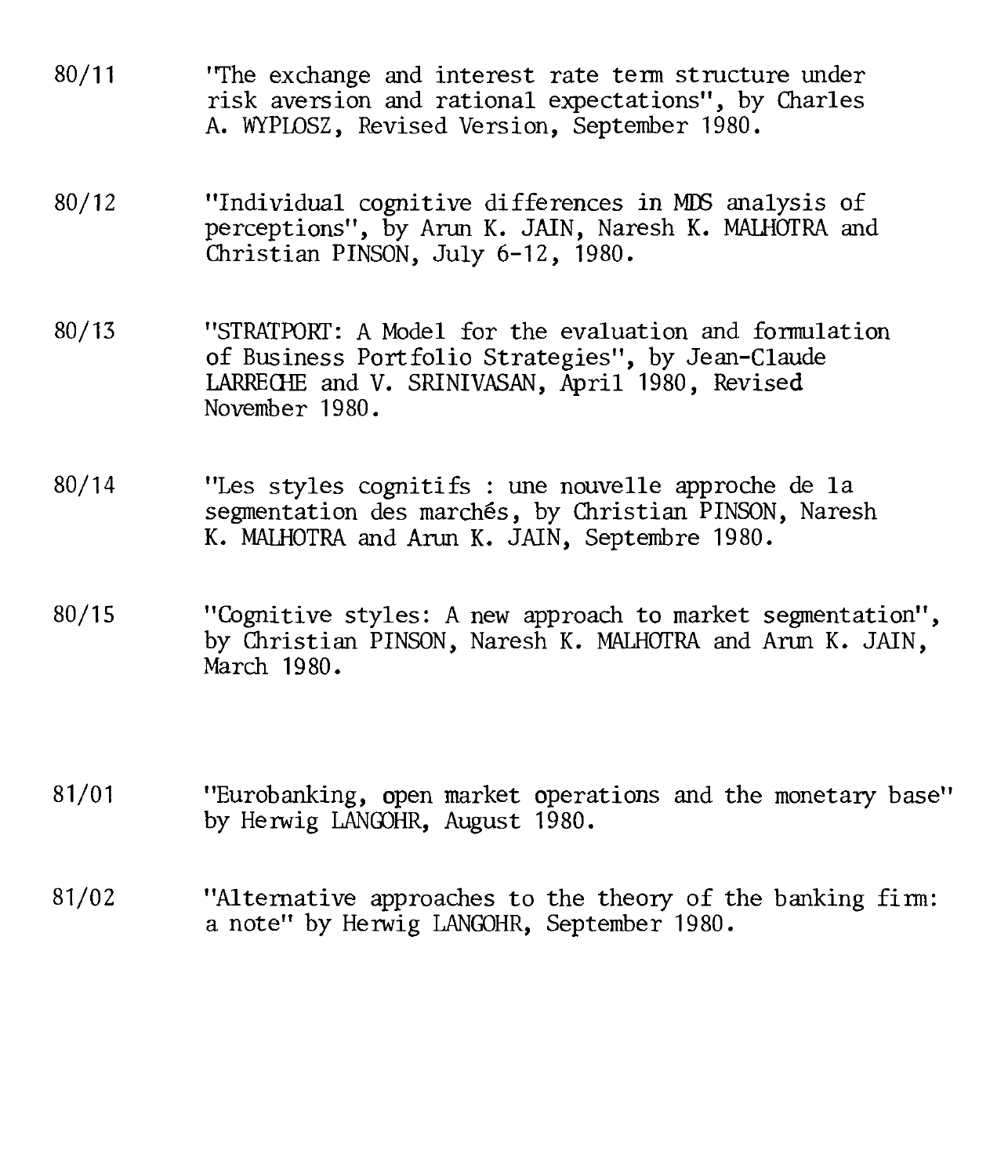80/11 "The exchange and interest rate term structure under risk aversion and rational expectations", by Charles A. WYPLOSZ, Revised Version, September 1980.

80/12 "Individual cognitive differences in MDS analysis of perceptions", by Arun K. JAIN, Naresh K. MALHOTRA and Christian PINSON, July 6-12, 1980.

80/13 "STRATPORT: A Model for the evaluation and formulation of Business Portfolio Strategies", by Jean-Claude LARRECHE and V. SRINIVASAN, April 1980, Revised November 1980.

80/14 "Les styles cognitifs : une nouvelle approche de la segmentation des marchés, by Christian PINSON, Naresh K. MALHOTRA and Arun K. JAIN, Septembre 1980.

80/15 "Cognitive styles: A new approach to market segmentation", by Christian PINSON, Naresh K. MALHOTRA and Arun K. JAIN, March 1980.

81/01 "Eurobanking, open market operations and the monetary base" by Herwig LANGOHR, August 1980.

81/02 "Alternative approaches to the theory of the banking firm: a note" by Herwig LANGOHR, September 1980.